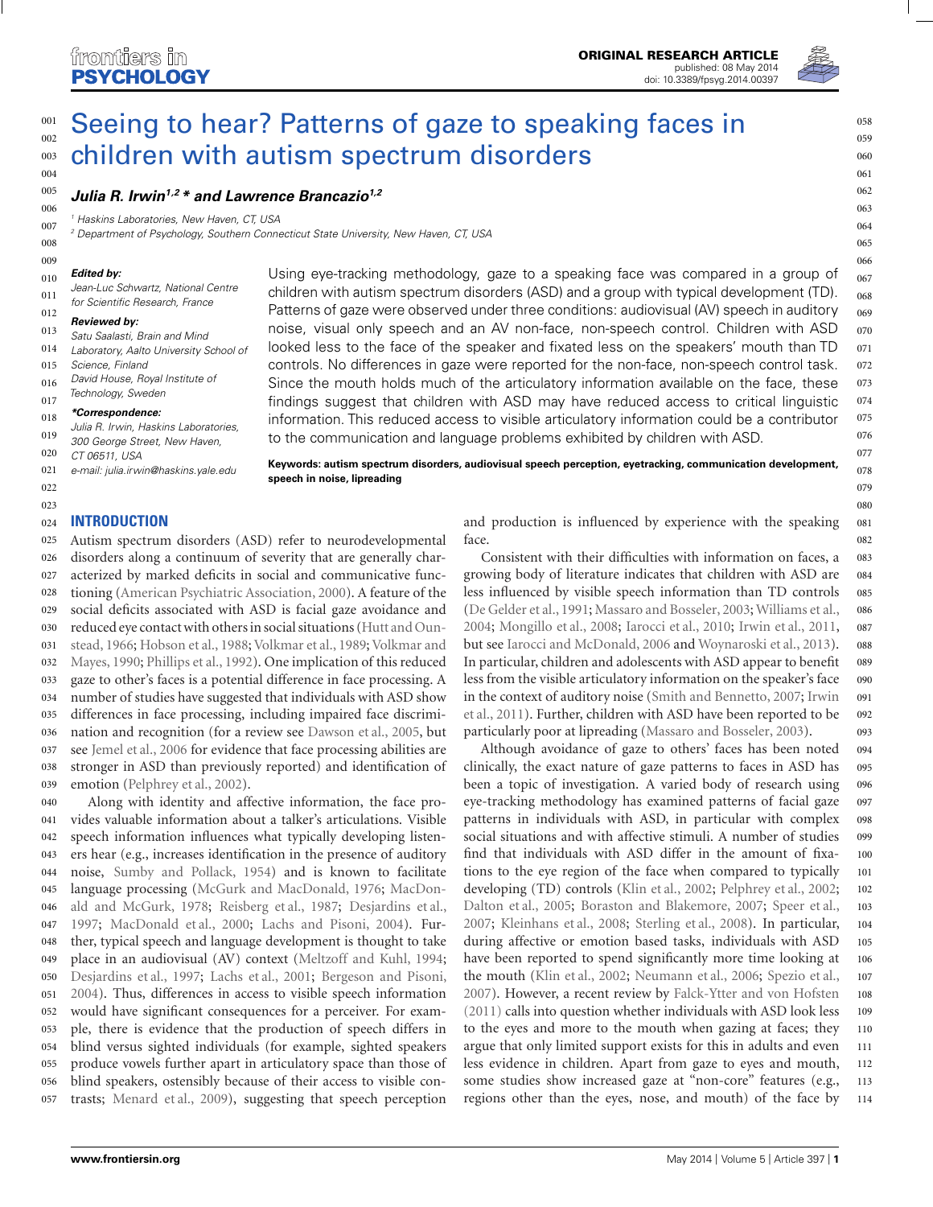# Seeing to hear? Patterns of gaze to speaking faces in children with autism spectrum disorders

***Julia R. Irwin*[1,2] *and Lawrence Brancazio*[1,2]**

[1] *Haskins Laboratories, New Haven, CT, USA*
[2] *Department of Psychology, Southern Connecticut State University, New Haven, CT, USA*

**Edited by:**
*Jean-Luc Schwartz, National Centre for Scientific Research, France*

**Reviewed by:**
*Satu Saalasti, Brain and Mind Laboratory, Aalto University School of Science, Finland*
*David House, Royal Institute of Technology, Sweden*

***\*Correspondence:***
*Julia R. Irwin, Haskins Laboratories, 300 George Street, New Haven, CT 06511, USA*
*e-mail: julia.irwin@haskins.yale.edu*

Using eye-tracking methodology, gaze to a speaking face was compared in a group of children with autism spectrum disorders (ASD) and a group with typical development (TD). Patterns of gaze were observed under three conditions: audiovisual (AV) speech in auditory noise, visual only speech and an AV non-face, non-speech control. Children with ASD looked less to the face of the speaker and fixated less on the speakers' mouth than TD controls. No differences in gaze were reported for the non-face, non-speech control task. Since the mouth holds much of the articulatory information available on the face, these findings suggest that children with ASD may have reduced access to critical linguistic information. This reduced access to visible articulatory information could be a contributor to the communication and language problems exhibited by children with ASD.

**Keywords: autism spectrum disorders, audiovisual speech perception, eyetracking, communication development, speech in noise, lipreading**

## INTRODUCTION

Autism spectrum disorders (ASD) refer to neurodevelopmental disorders along a continuum of severity that are generally characterized by marked deficits in social and communicative functioning (American Psychiatric Association, 2000). A feature of the social deficits associated with ASD is facial gaze avoidance and reduced eye contact with others in social situations (Hutt and Ounstead, 1966; Hobson et al., 1988; Volkmar et al., 1989; Volkmar and Mayes, 1990; Phillips et al., 1992). One implication of this reduced gaze to other's faces is a potential difference in face processing. A number of studies have suggested that individuals with ASD show differences in face processing, including impaired face discrimination and recognition (for a review see Dawson et al., 2005, but see Jemel et al., 2006 for evidence that face processing abilities are stronger in ASD than previously reported) and identification of emotion (Pelphrey et al., 2002).

Along with identity and affective information, the face provides valuable information about a talker's articulations. Visible speech information influences what typically developing listeners hear (e.g., increases identification in the presence of auditory noise, Sumby and Pollack, 1954) and is known to facilitate language processing (McGurk and MacDonald, 1976; MacDonald and McGurk, 1978; Reisberg et al., 1987; Desjardins et al., 1997; MacDonald et al., 2000; Lachs and Pisoni, 2004). Further, typical speech and language development is thought to take place in an audiovisual (AV) context (Meltzoff and Kuhl, 1994; Desjardins et al., 1997; Lachs et al., 2001; Bergeson and Pisoni, 2004). Thus, differences in access to visible speech information would have significant consequences for a perceiver. For example, there is evidence that the production of speech differs in blind versus sighted individuals (for example, sighted speakers produce vowels further apart in articulatory space than those of blind speakers, ostensibly because of their access to visible contrasts; Menard et al., 2009), suggesting that speech perception and production is influenced by experience with the speaking face.

Consistent with their difficulties with information on faces, a growing body of literature indicates that children with ASD are less influenced by visible speech information than TD controls (De Gelder et al., 1991; Massaro and Bosseler, 2003; Williams et al., 2004; Mongillo et al., 2008; Iarocci et al., 2010; Irwin et al., 2011, but see Iarocci and McDonald, 2006 and Woynaroski et al., 2013). In particular, children and adolescents with ASD appear to benefit less from the visible articulatory information on the speaker's face in the context of auditory noise (Smith and Bennetto, 2007; Irwin et al., 2011). Further, children with ASD have been reported to be particularly poor at lipreading (Massaro and Bosseler, 2003).

Although avoidance of gaze to others' faces has been noted clinically, the exact nature of gaze patterns to faces in ASD has been a topic of investigation. A varied body of research using eye-tracking methodology has examined patterns of facial gaze patterns in individuals with ASD, in particular with complex social situations and with affective stimuli. A number of studies find that individuals with ASD differ in the amount of fixations to the eye region of the face when compared to typically developing (TD) controls (Klin et al., 2002; Pelphrey et al., 2002; Dalton et al., 2005; Boraston and Blakemore, 2007; Speer et al., 2007; Kleinhans et al., 2008; Sterling et al., 2008). In particular, during affective or emotion based tasks, individuals with ASD have been reported to spend significantly more time looking at the mouth (Klin et al., 2002; Neumann et al., 2006; Spezio et al., 2007). However, a recent review by Falck-Ytter and von Hofsten (2011) calls into question whether individuals with ASD look less to the eyes and more to the mouth when gazing at faces; they argue that only limited support exists for this in adults and even less evidence in children. Apart from gaze to eyes and mouth, some studies show increased gaze at "non-core" features (e.g., regions other than the eyes, nose, and mouth) of the face by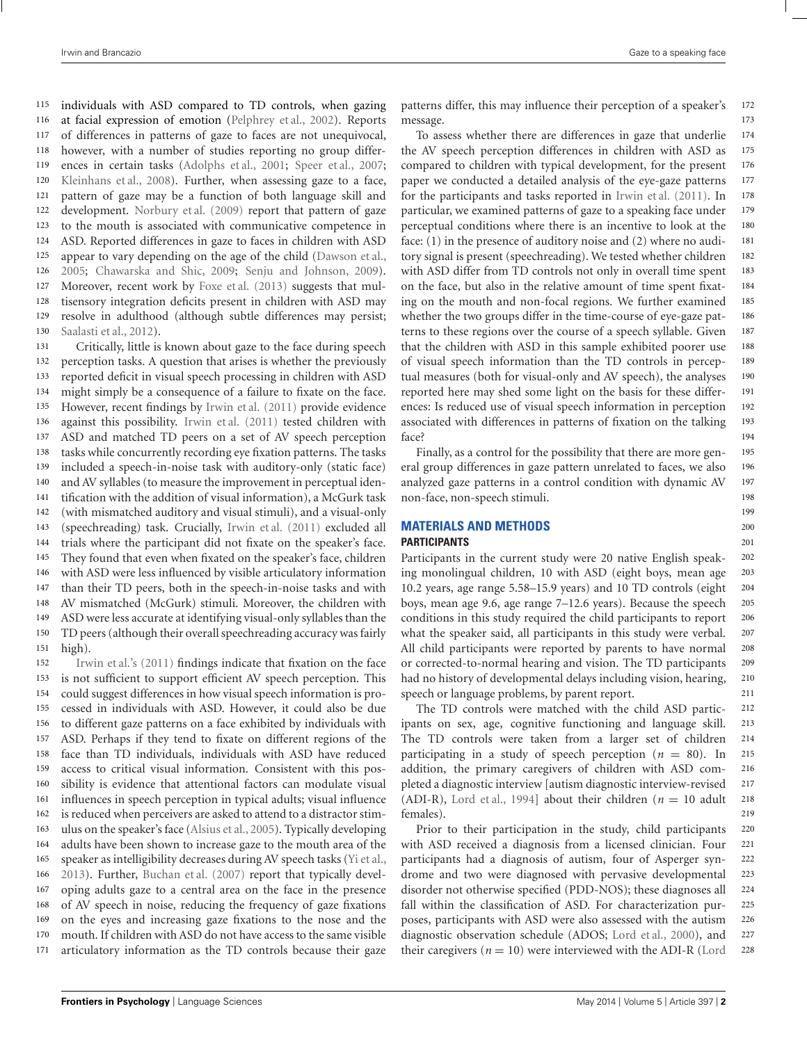individuals with ASD compared to TD controls, when gazing at facial expression of emotion (Pelphrey et al., 2002). Reports of differences in patterns of gaze to faces are not unequivocal, however, with a number of studies reporting no group differences in certain tasks (Adolphs et al., 2001; Speer et al., 2007; Kleinhans et al., 2008). Further, when assessing gaze to a face, pattern of gaze may be a function of both language skill and development. Norbury et al. (2009) report that pattern of gaze to the mouth is associated with communicative competence in ASD. Reported differences in gaze to faces in children with ASD appear to vary depending on the age of the child (Dawson et al., 2005; Chawarska and Shic, 2009; Senju and Johnson, 2009). Moreover, recent work by Foxe et al. (2013) suggests that multisensory integration deficits present in children with ASD may resolve in adulthood (although subtle differences may persist; Saalasti et al., 2012).

Critically, little is known about gaze to the face during speech perception tasks. A question that arises is whether the previously reported deficit in visual speech processing in children with ASD might simply be a consequence of a failure to fixate on the face. However, recent findings by Irwin et al. (2011) provide evidence against this possibility. Irwin et al. (2011) tested children with ASD and matched TD peers on a set of AV speech perception tasks while concurrently recording eye fixation patterns. The tasks included a speech-in-noise task with auditory-only (static face) and AV syllables (to measure the improvement in perceptual identification with the addition of visual information), a McGurk task (with mismatched auditory and visual stimuli), and a visual-only (speechreading) task. Crucially, Irwin et al. (2011) excluded all trials where the participant did not fixate on the speaker's face. They found that even when fixated on the speaker's face, children with ASD were less influenced by visible articulatory information than their TD peers, both in the speech-in-noise tasks and with AV mismatched (McGurk) stimuli. Moreover, the children with ASD were less accurate at identifying visual-only syllables than the TD peers (although their overall speechreading accuracy was fairly high).

Irwin et al.'s (2011) findings indicate that fixation on the face is not sufficient to support efficient AV speech perception. This could suggest differences in how visual speech information is processed in individuals with ASD. However, it could also be due to different gaze patterns on a face exhibited by individuals with ASD. Perhaps if they tend to fixate on different regions of the face than TD individuals, individuals with ASD have reduced access to critical visual information. Consistent with this possibility is evidence that attentional factors can modulate visual influences in speech perception in typical adults; visual influence is reduced when perceivers are asked to attend to a distractor stimulus on the speaker's face (Alsius et al., 2005). Typically developing adults have been shown to increase gaze to the mouth area of the speaker as intelligibility decreases during AV speech tasks (Yi et al., 2013). Further, Buchan et al. (2007) report that typically developing adults gaze to a central area on the face in the presence of AV speech in noise, reducing the frequency of gaze fixations on the eyes and increasing gaze fixations to the nose and the mouth. If children with ASD do not have access to the same visible articulatory information as the TD controls because their gaze patterns differ, this may influence their perception of a speaker's message.

To assess whether there are differences in gaze that underlie the AV speech perception differences in children with ASD as compared to children with typical development, for the present paper we conducted a detailed analysis of the eye-gaze patterns for the participants and tasks reported in Irwin et al. (2011). In particular, we examined patterns of gaze to a speaking face under perceptual conditions where there is an incentive to look at the face: (1) in the presence of auditory noise and (2) where no auditory signal is present (speechreading). We tested whether children with ASD differ from TD controls not only in overall time spent on the face, but also in the relative amount of time spent fixating on the mouth and non-focal regions. We further examined whether the two groups differ in the time-course of eye-gaze patterns to these regions over the course of a speech syllable. Given that the children with ASD in this sample exhibited poorer use of visual speech information than the TD controls in perceptual measures (both for visual-only and AV speech), the analyses reported here may shed some light on the basis for these differences: Is reduced use of visual speech information in perception associated with differences in patterns of fixation on the talking face?

Finally, as a control for the possibility that there are more general group differences in gaze pattern unrelated to faces, we also analyzed gaze patterns in a control condition with dynamic AV non-face, non-speech stimuli.

## MATERIALS AND METHODS

### PARTICIPANTS

Participants in the current study were 20 native English speaking monolingual children, 10 with ASD (eight boys, mean age 10.2 years, age range 5.58–15.9 years) and 10 TD controls (eight boys, mean age 9.6, age range 7–12.6 years). Because the speech conditions in this study required the child participants to report what the speaker said, all participants in this study were verbal. All child participants were reported by parents to have normal or corrected-to-normal hearing and vision. The TD participants had no history of developmental delays including vision, hearing, speech or language problems, by parent report.

The TD controls were matched with the child ASD participants on sex, age, cognitive functioning and language skill. The TD controls were taken from a larger set of children participating in a study of speech perception ($n = 80$). In addition, the primary caregivers of children with ASD completed a diagnostic interview [autism diagnostic interview-revised (ADI-R), Lord et al., 1994] about their children ($n = 10$ adult females).

Prior to their participation in the study, child participants with ASD received a diagnosis from a licensed clinician. Four participants had a diagnosis of autism, four of Asperger syndrome and two were diagnosed with pervasive developmental disorder not otherwise specified (PDD-NOS); these diagnoses all fall within the classification of ASD. For characterization purposes, participants with ASD were also assessed with the autism diagnostic observation schedule (ADOS; Lord et al., 2000), and their caregivers ($n = 10$) were interviewed with the ADI-R (Lord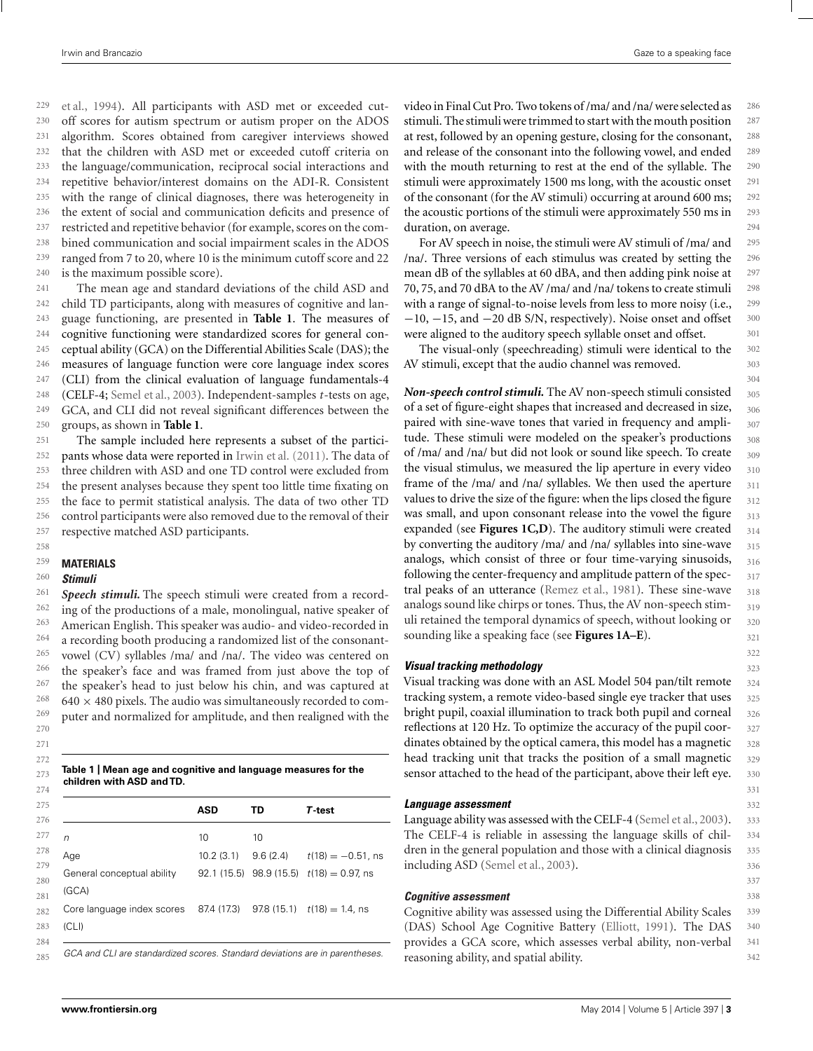et al., 1994). All participants with ASD met or exceeded cut-off scores for autism spectrum or autism proper on the ADOS algorithm. Scores obtained from caregiver interviews showed that the children with ASD met or exceeded cutoff criteria on the language/communication, reciprocal social interactions and repetitive behavior/interest domains on the ADI-R. Consistent with the range of clinical diagnoses, there was heterogeneity in the extent of social and communication deficits and presence of restricted and repetitive behavior (for example, scores on the combined communication and social impairment scales in the ADOS ranged from 7 to 20, where 10 is the minimum cutoff score and 22 is the maximum possible score).

The mean age and standard deviations of the child ASD and child TD participants, along with measures of cognitive and language functioning, are presented in **Table 1**. The measures of cognitive functioning were standardized scores for general conceptual ability (GCA) on the Differential Abilities Scale (DAS); the measures of language function were core language index scores (CLI) from the clinical evaluation of language fundamentals-4 (CELF-4; Semel et al., 2003). Independent-samples *t*-tests on age, GCA, and CLI did not reveal significant differences between the groups, as shown in **Table 1**.

The sample included here represents a subset of the participants whose data were reported in Irwin et al. (2011). The data of three children with ASD and one TD control were excluded from the present analyses because they spent too little time fixating on the face to permit statistical analysis. The data of two other TD control participants were also removed due to the removal of their respective matched ASD participants.

## MATERIALS

### Stimuli

***Speech stimuli.*** The speech stimuli were created from a recording of the productions of a male, monolingual, native speaker of American English. This speaker was audio- and video-recorded in a recording booth producing a randomized list of the consonant-vowel (CV) syllables /ma/ and /na/. The video was centered on the speaker's face and was framed from just above the top of the speaker's head to just below his chin, and was captured at $640 \times 480$ pixels. The audio was simultaneously recorded to computer and normalized for amplitude, and then realigned with the video in Final Cut Pro. Two tokens of /ma/ and /na/ were selected as stimuli. The stimuli were trimmed to start with the mouth position at rest, followed by an opening gesture, closing for the consonant, and release of the consonant into the following vowel, and ended with the mouth returning to rest at the end of the syllable. The stimuli were approximately 1500 ms long, with the acoustic onset of the consonant (for the AV stimuli) occurring at around 600 ms; the acoustic portions of the stimuli were approximately 550 ms in duration, on average.

**Table 1 | Mean age and cognitive and language measures for the children with ASD and TD.**

| | ASD | TD | *T*-test |
|---|---|---|---|
| *n* | 10 | 10 | |
| Age | 10.2 (3.1) | 9.6 (2.4) | $t(18) = -0.51$, ns |
| General conceptual ability (GCA) | 92.1 (15.5) | 98.9 (15.5) | $t(18) = 0.97$, ns |
| Core language index scores (CLI) | 87.4 (17.3) | 97.8 (15.1) | $t(18) = 1.4$, ns |

*GCA and CLI are standardized scores. Standard deviations are in parentheses.*

For AV speech in noise, the stimuli were AV stimuli of /ma/ and /na/. Three versions of each stimulus was created by setting the mean dB of the syllables at 60 dBA, and then adding pink noise at 70, 75, and 70 dBA to the AV /ma/ and /na/ tokens to create stimuli with a range of signal-to-noise levels from less to more noisy (i.e., −10, −15, and −20 dB S/N, respectively). Noise onset and offset were aligned to the auditory speech syllable onset and offset.

The visual-only (speechreading) stimuli were identical to the AV stimuli, except that the audio channel was removed.

***Non-speech control stimuli.*** The AV non-speech stimuli consisted of a set of figure-eight shapes that increased and decreased in size, paired with sine-wave tones that varied in frequency and amplitude. These stimuli were modeled on the speaker's productions of /ma/ and /na/ but did not look or sound like speech. To create the visual stimulus, we measured the lip aperture in every video frame of the /ma/ and /na/ syllables. We then used the aperture values to drive the size of the figure: when the lips closed the figure was small, and upon consonant release into the vowel the figure expanded (see **Figures 1C,D**). The auditory stimuli were created by converting the auditory /ma/ and /na/ syllables into sine-wave analogs, which consist of three or four time-varying sinusoids, following the center-frequency and amplitude pattern of the spectral peaks of an utterance (Remez et al., 1981). These sine-wave analogs sound like chirps or tones. Thus, the AV non-speech stimuli retained the temporal dynamics of speech, without looking or sounding like a speaking face (see **Figures 1A–E**).

### Visual tracking methodology

Visual tracking was done with an ASL Model 504 pan/tilt remote tracking system, a remote video-based single eye tracker that uses bright pupil, coaxial illumination to track both pupil and corneal reflections at 120 Hz. To optimize the accuracy of the pupil coordinates obtained by the optical camera, this model has a magnetic head tracking unit that tracks the position of a small magnetic sensor attached to the head of the participant, above their left eye.

### Language assessment

Language ability was assessed with the CELF-4 (Semel et al., 2003). The CELF-4 is reliable in assessing the language skills of children in the general population and those with a clinical diagnosis including ASD (Semel et al., 2003).

### Cognitive assessment

Cognitive ability was assessed using the Differential Ability Scales (DAS) School Age Cognitive Battery (Elliott, 1991). The DAS provides a GCA score, which assesses verbal ability, non-verbal reasoning ability, and spatial ability.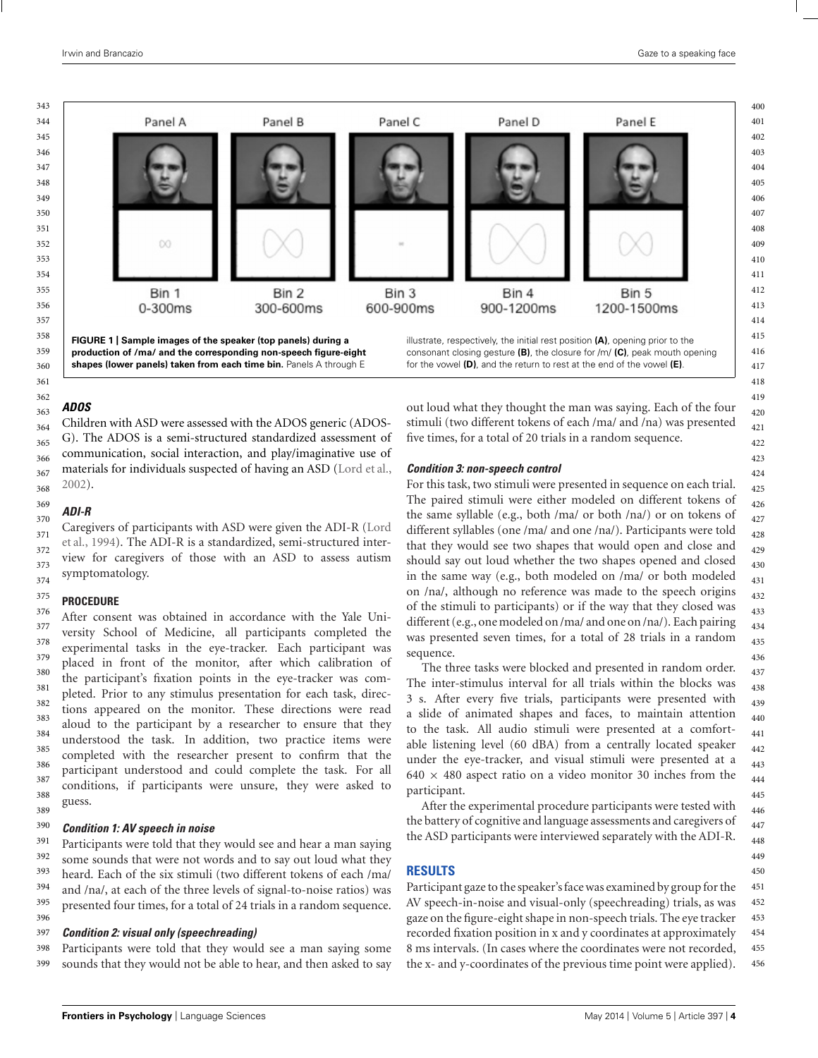Panel A — Bin 1 0-300ms
Panel B — Bin 2 300-600ms
Panel C — Bin 3 600-900ms
Panel D — Bin 4 900-1200ms
Panel E — Bin 5 1200-1500ms

**FIGURE 1 | Sample images of the speaker (top panels) during a production of /ma/ and the corresponding non-speech figure-eight shapes (lower panels) taken from each time bin.** Panels A through E illustrate, respectively, the initial rest position **(A)**, opening prior to the consonant closing gesture **(B)**, the closure for /m/ **(C)**, peak mouth opening for the vowel **(D)**, and the return to rest at the end of the vowel **(E)**.

#### *ADOS*

Children with ASD were assessed with the ADOS generic (ADOS-G). The ADOS is a semi-structured standardized assessment of communication, social interaction, and play/imaginative use of materials for individuals suspected of having an ASD (Lord et al., 2002).

#### *ADI-R*

Caregivers of participants with ASD were given the ADI-R (Lord et al., 1994). The ADI-R is a standardized, semi-structured interview for caregivers of those with an ASD to assess autism symptomatology.

### PROCEDURE

After consent was obtained in accordance with the Yale University School of Medicine, all participants completed the experimental tasks in the eye-tracker. Each participant was placed in front of the monitor, after which calibration of the participant's fixation points in the eye-tracker was completed. Prior to any stimulus presentation for each task, directions appeared on the monitor. These directions were read aloud to the participant by a researcher to ensure that they understood the task. In addition, two practice items were completed with the researcher present to confirm that the participant understood and could complete the task. For all conditions, if participants were unsure, they were asked to guess.

#### *Condition 1: AV speech in noise*

Participants were told that they would see and hear a man saying some sounds that were not words and to say out loud what they heard. Each of the six stimuli (two different tokens of each /ma/ and /na/, at each of the three levels of signal-to-noise ratios) was presented four times, for a total of 24 trials in a random sequence.

#### *Condition 2: visual only (speechreading)*

Participants were told that they would see a man saying some sounds that they would not be able to hear, and then asked to say out loud what they thought the man was saying. Each of the four stimuli (two different tokens of each /ma/ and /na) was presented five times, for a total of 20 trials in a random sequence.

#### *Condition 3: non-speech control*

For this task, two stimuli were presented in sequence on each trial. The paired stimuli were either modeled on different tokens of the same syllable (e.g., both /ma/ or both /na/) or on tokens of different syllables (one /ma/ and one /na/). Participants were told that they would see two shapes that would open and close and should say out loud whether the two shapes opened and closed in the same way (e.g., both modeled on /ma/ or both modeled on /na/, although no reference was made to the speech origins of the stimuli to participants) or if the way that they closed was different (e.g., one modeled on /ma/ and one on /na/). Each pairing was presented seven times, for a total of 28 trials in a random sequence.

The three tasks were blocked and presented in random order. The inter-stimulus interval for all trials within the blocks was 3 s. After every five trials, participants were presented with a slide of animated shapes and faces, to maintain attention to the task. All audio stimuli were presented at a comfortable listening level (60 dBA) from a centrally located speaker under the eye-tracker, and visual stimuli were presented at a 640 × 480 aspect ratio on a video monitor 30 inches from the participant.

After the experimental procedure participants were tested with the battery of cognitive and language assessments and caregivers of the ASD participants were interviewed separately with the ADI-R.

## RESULTS

Participant gaze to the speaker's face was examined by group for the AV speech-in-noise and visual-only (speechreading) trials, as was gaze on the figure-eight shape in non-speech trials. The eye tracker recorded fixation position in x and y coordinates at approximately 8 ms intervals. (In cases where the coordinates were not recorded, the x- and y-coordinates of the previous time point were applied).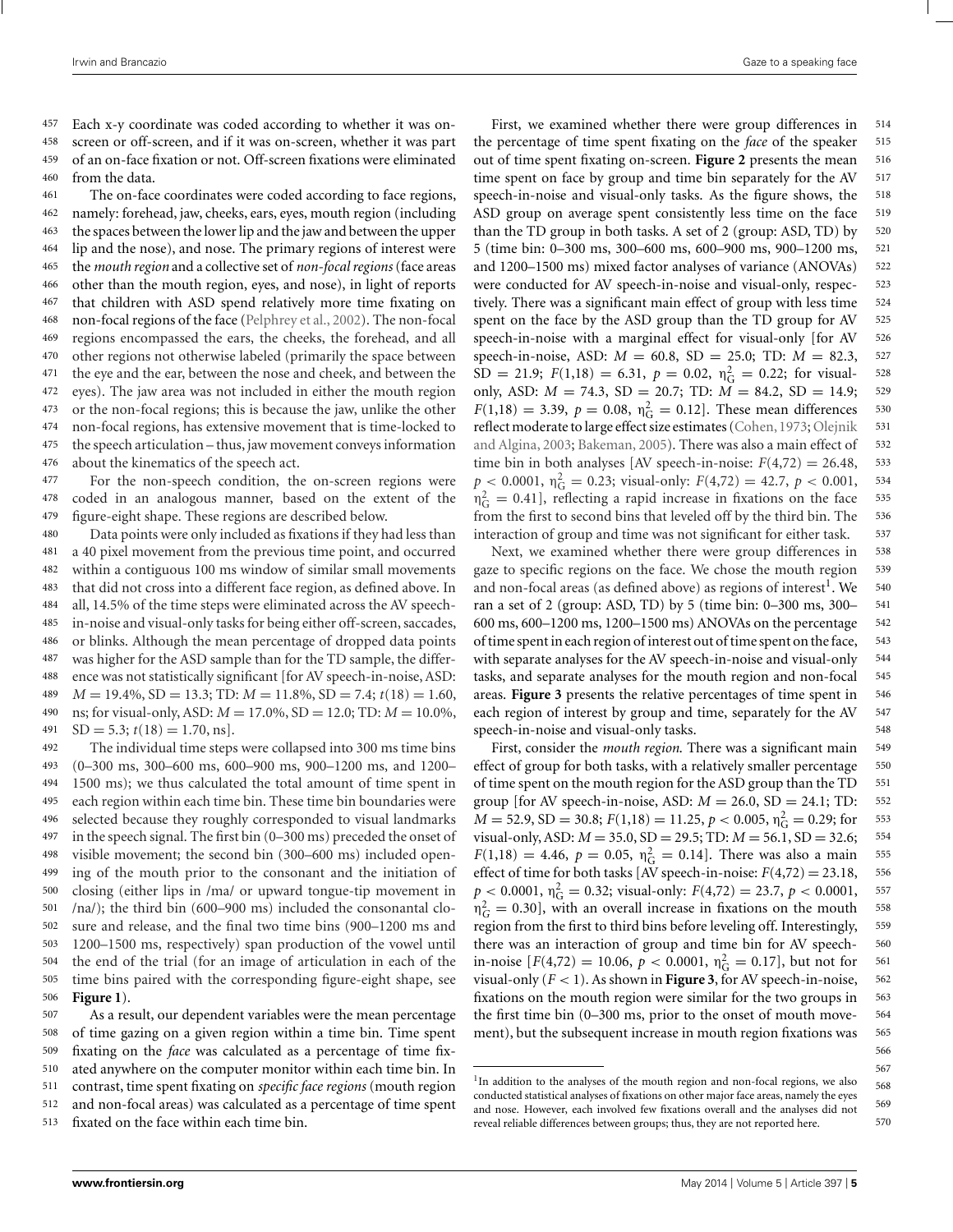Each x-y coordinate was coded according to whether it was on-screen or off-screen, and if it was on-screen, whether it was part of an on-face fixation or not. Off-screen fixations were eliminated from the data.

The on-face coordinates were coded according to face regions, namely: forehead, jaw, cheeks, ears, eyes, mouth region (including the spaces between the lower lip and the jaw and between the upper lip and the nose), and nose. The primary regions of interest were the *mouth region* and a collective set of *non-focal regions* (face areas other than the mouth region, eyes, and nose), in light of reports that children with ASD spend relatively more time fixating on non-focal regions of the face (Pelphrey et al., 2002). The non-focal regions encompassed the ears, the cheeks, the forehead, and all other regions not otherwise labeled (primarily the space between the eye and the ear, between the nose and cheek, and between the eyes). The jaw area was not included in either the mouth region or the non-focal regions; this is because the jaw, unlike the other non-focal regions, has extensive movement that is time-locked to the speech articulation – thus, jaw movement conveys information about the kinematics of the speech act.

For the non-speech condition, the on-screen regions were coded in an analogous manner, based on the extent of the figure-eight shape. These regions are described below.

Data points were only included as fixations if they had less than a 40 pixel movement from the previous time point, and occurred within a contiguous 100 ms window of similar small movements that did not cross into a different face region, as defined above. In all, 14.5% of the time steps were eliminated across the AV speech-in-noise and visual-only tasks for being either off-screen, saccades, or blinks. Although the mean percentage of dropped data points was higher for the ASD sample than for the TD sample, the difference was not statistically significant [for AV speech-in-noise, ASD: $M = 19.4\%$, $SD = 13.3$; TD: $M = 11.8\%$, $SD = 7.4$; $t(18) = 1.60$, ns; for visual-only, ASD: $M = 17.0\%$, $SD = 12.0$; TD: $M = 10.0\%$, $SD = 5.3$; $t(18) = 1.70$, ns].

The individual time steps were collapsed into 300 ms time bins (0–300 ms, 300–600 ms, 600–900 ms, 900–1200 ms, and 1200–1500 ms); we thus calculated the total amount of time spent in each region within each time bin. These time bin boundaries were selected because they roughly corresponded to visual landmarks in the speech signal. The first bin (0–300 ms) preceded the onset of visible movement; the second bin (300–600 ms) included opening of the mouth prior to the consonant and the initiation of closing (either lips in /ma/ or upward tongue-tip movement in /na/); the third bin (600–900 ms) included the consonantal closure and release, and the final two time bins (900–1200 ms and 1200–1500 ms, respectively) span production of the vowel until the end of the trial (for an image of articulation in each of the time bins paired with the corresponding figure-eight shape, see **Figure 1**).

As a result, our dependent variables were the mean percentage of time gazing on a given region within a time bin. Time spent fixating on the *face* was calculated as a percentage of time fixated anywhere on the computer monitor within each time bin. In contrast, time spent fixating on *specific face regions* (mouth region and non-focal areas) was calculated as a percentage of time spent fixated on the face within each time bin.

First, we examined whether there were group differences in the percentage of time spent fixating on the *face* of the speaker out of time spent fixating on-screen. **Figure 2** presents the mean time spent on face by group and time bin separately for the AV speech-in-noise and visual-only tasks. As the figure shows, the ASD group on average spent consistently less time on the face than the TD group in both tasks. A set of 2 (group: ASD, TD) by 5 (time bin: 0–300 ms, 300–600 ms, 600–900 ms, 900–1200 ms, and 1200–1500 ms) mixed factor analyses of variance (ANOVAs) were conducted for AV speech-in-noise and visual-only, respectively. There was a significant main effect of group with less time spent on the face by the ASD group than the TD group for AV speech-in-noise with a marginal effect for visual-only [for AV speech-in-noise, ASD: $M = 60.8$, $SD = 25.0$; TD: $M = 82.3$, $SD = 21.9$; $F(1,18) = 6.31$, $p = 0.02$, $\eta^2_G = 0.22$; for visual-only, ASD: $M = 74.3$, $SD = 20.7$; TD: $M = 84.2$, $SD = 14.9$; $F(1,18) = 3.39$, $p = 0.08$, $\eta^2_G = 0.12$]. These mean differences reflect moderate to large effect size estimates (Cohen, 1973; Olejnik and Algina, 2003; Bakeman, 2005). There was also a main effect of time bin in both analyses [AV speech-in-noise: $F(4,72) = 26.48$, $p < 0.0001$, $\eta^2_G = 0.23$; visual-only: $F(4,72) = 42.7$, $p < 0.001$, $\eta^2_G = 0.41$], reflecting a rapid increase in fixations on the face from the first to second bins that leveled off by the third bin. The interaction of group and time was not significant for either task.

Next, we examined whether there were group differences in gaze to specific regions on the face. We chose the mouth region and non-focal areas (as defined above) as regions of interest[1]. We ran a set of 2 (group: ASD, TD) by 5 (time bin: 0–300 ms, 300–600 ms, 600–1200 ms, 1200–1500 ms) ANOVAs on the percentage of time spent in each region of interest out of time spent on the face, with separate analyses for the AV speech-in-noise and visual-only tasks, and separate analyses for the mouth region and non-focal areas. **Figure 3** presents the relative percentages of time spent in each region of interest by group and time, separately for the AV speech-in-noise and visual-only tasks.

First, consider the *mouth region.* There was a significant main effect of group for both tasks, with a relatively smaller percentage of time spent on the mouth region for the ASD group than the TD group [for AV speech-in-noise, ASD: $M = 26.0$, $SD = 24.1$; TD: $M = 52.9$, $SD = 30.8$; $F(1,18) = 11.25$, $p < 0.005$, $\eta^2_G = 0.29$; for visual-only, ASD: $M = 35.0$, $SD = 29.5$; TD: $M = 56.1$, $SD = 32.6$; $F(1,18) = 4.46$, $p = 0.05$, $\eta^2_G = 0.14$]. There was also a main effect of time for both tasks [AV speech-in-noise: $F(4,72) = 23.18$, $p < 0.0001$, $\eta^2_G = 0.32$; visual-only: $F(4,72) = 23.7$, $p < 0.0001$, $\eta^2_G = 0.30$], with an overall increase in fixations on the mouth region from the first to third bins before leveling off. Interestingly, there was an interaction of group and time bin for AV speech-in-noise [$F(4,72) = 10.06$, $p < 0.0001$, $\eta^2_G = 0.17$], but not for visual-only ($F < 1$). As shown in **Figure 3**, for AV speech-in-noise, fixations on the mouth region were similar for the two groups in the first time bin (0–300 ms, prior to the onset of mouth movement), but the subsequent increase in mouth region fixations was

[1]In addition to the analyses of the mouth region and non-focal regions, we also conducted statistical analyses of fixations on other major face areas, namely the eyes and nose. However, each involved few fixations overall and the analyses did not reveal reliable differences between groups; thus, they are not reported here.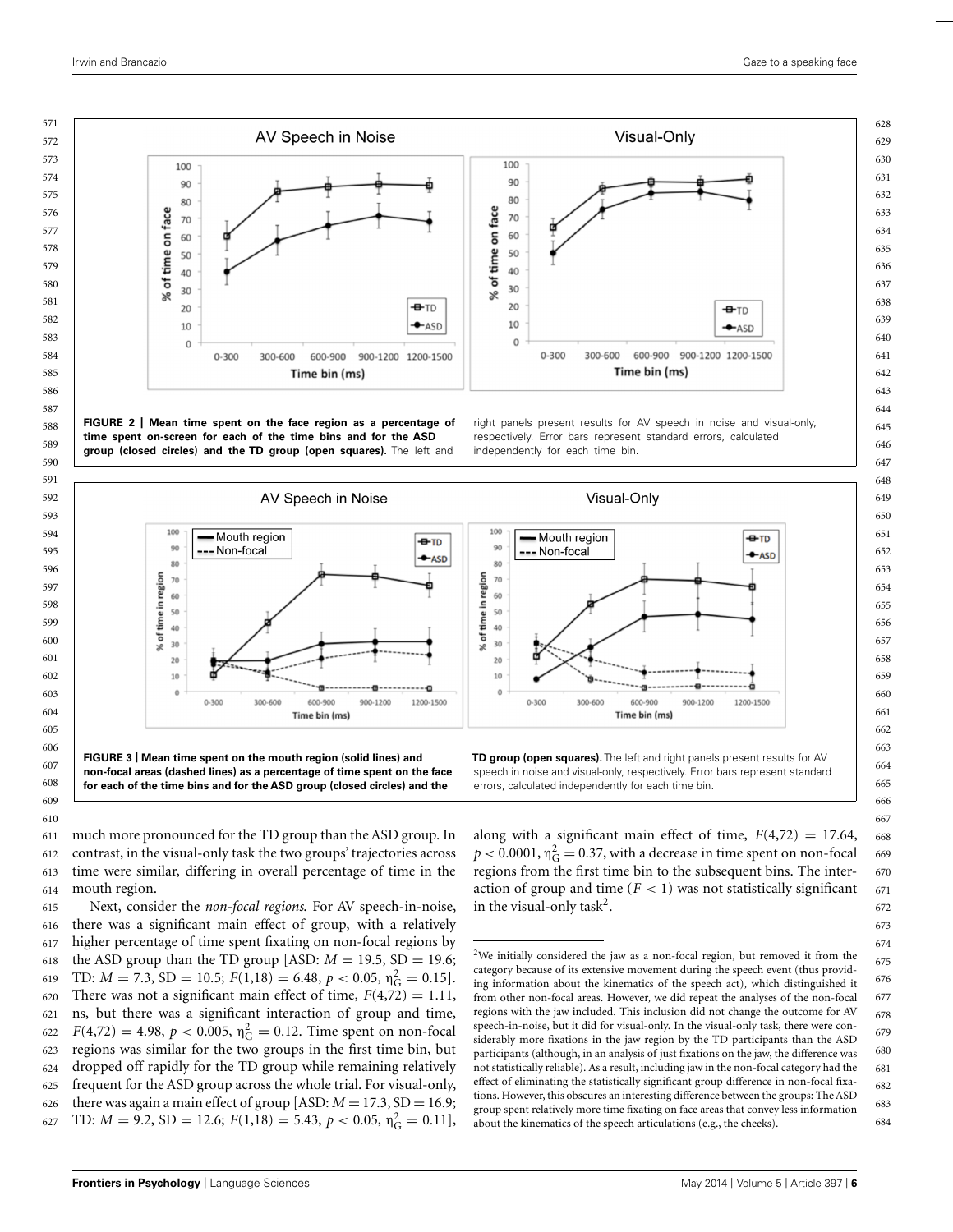**FIGURE 2 | Mean time spent on the face region as a percentage of time spent on-screen for each of the time bins and for the ASD group (closed circles) and the TD group (open squares).** The left and right panels present results for AV speech in noise and visual-only, respectively. Error bars represent standard errors, calculated independently for each time bin.

**FIGURE 3 | Mean time spent on the mouth region (solid lines) and non-focal areas (dashed lines) as a percentage of time spent on the face for each of the time bins and for the ASD group (closed circles) and the TD group (open squares).** The left and right panels present results for AV speech in noise and visual-only, respectively. Error bars represent standard errors, calculated independently for each time bin.

much more pronounced for the TD group than the ASD group. In contrast, in the visual-only task the two groups' trajectories across time were similar, differing in overall percentage of time in the mouth region.

Next, consider the *non-focal regions*. For AV speech-in-noise, there was a significant main effect of group, with a relatively higher percentage of time spent fixating on non-focal regions by the ASD group than the TD group [ASD: $M = 19.5$, $SD = 19.6$; TD: $M = 7.3$, $SD = 10.5$; $F(1,18) = 6.48$, $p < 0.05$, $\eta^2_G = 0.15$]. There was not a significant main effect of time, $F(4,72) = 1.11$, ns, but there was a significant interaction of group and time, $F(4,72) = 4.98$, $p < 0.005$, $\eta^2_G = 0.12$. Time spent on non-focal regions was similar for the two groups in the first time bin, but dropped off rapidly for the TD group while remaining relatively frequent for the ASD group across the whole trial. For visual-only, there was again a main effect of group [ASD: $M = 17.3$, $SD = 16.9$; TD: $M = 9.2$, $SD = 12.6$; $F(1,18) = 5.43$, $p < 0.05$, $\eta^2_G = 0.11$], along with a significant main effect of time, $F(4,72) = 17.64$, $p < 0.0001$, $\eta^2_G = 0.37$, with a decrease in time spent on non-focal regions from the first time bin to the subsequent bins. The interaction of group and time ($F < 1$) was not statistically significant in the visual-only task[2].

[2]We initially considered the jaw as a non-focal region, but removed it from the category because of its extensive movement during the speech event (thus providing information about the kinematics of the speech act), which distinguished it from other non-focal areas. However, we did repeat the analyses of the non-focal regions with the jaw included. This inclusion did not change the outcome for AV speech-in-noise, but it did for visual-only. In the visual-only task, there were considerably more fixations in the jaw region by the TD participants than the ASD participants (although, in an analysis of just fixations on the jaw, the difference was not statistically reliable). As a result, including jaw in the non-focal category had the effect of eliminating the statistically significant group difference in non-focal fixations. However, this obscures an interesting difference between the groups: The ASD group spent relatively more time fixating on face areas that convey less information about the kinematics of the speech articulations (e.g., the cheeks).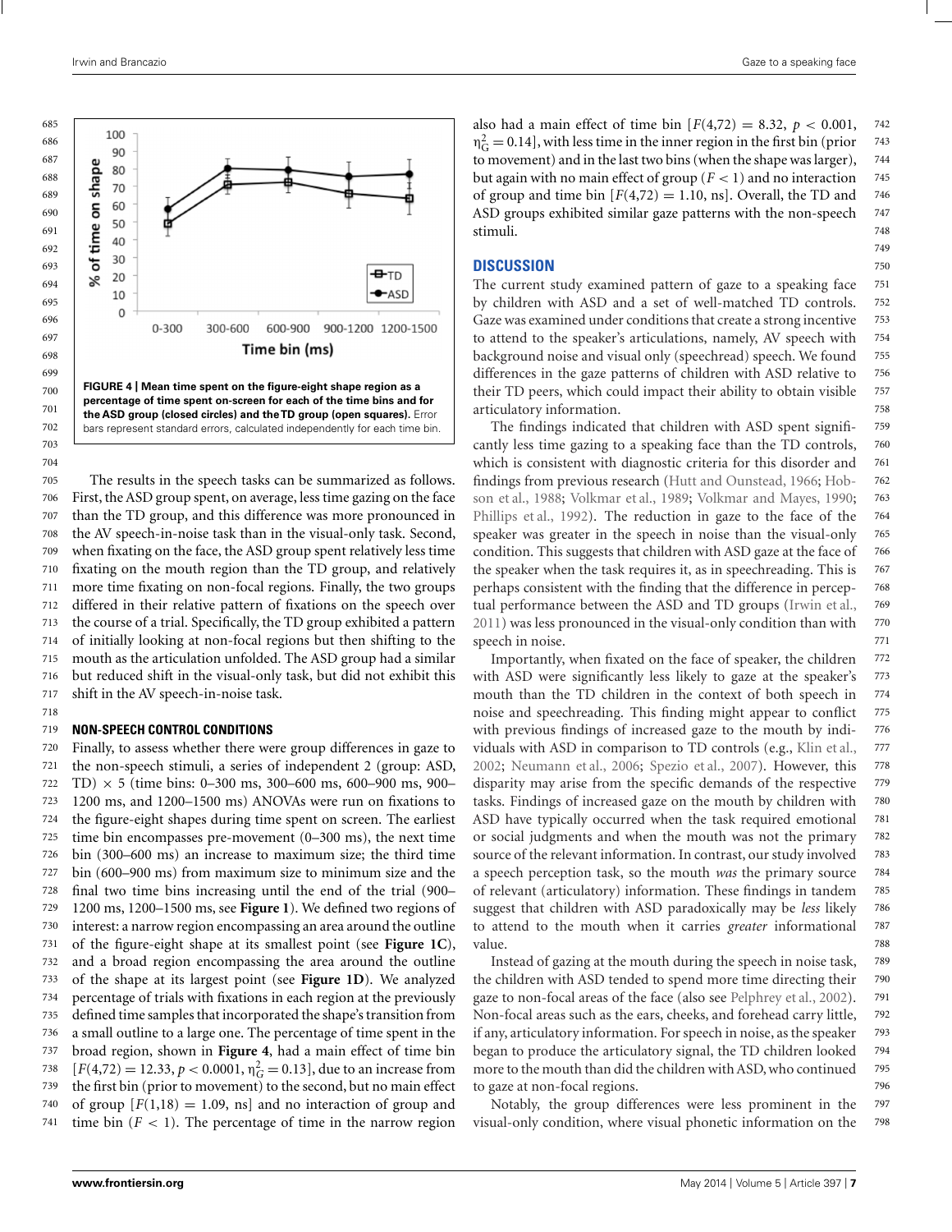100
90
80
70
60
50
40
30
20
10
0

% of time on shape

TD
ASD

0-300
300-600
600-900
900-1200
1200-1500

Time bin (ms)

**FIGURE 4 | Mean time spent on the figure-eight shape region as a percentage of time spent on-screen for each of the time bins and for the ASD group (closed circles) and the TD group (open squares).** Error bars represent standard errors, calculated independently for each time bin.

The results in the speech tasks can be summarized as follows. First, the ASD group spent, on average, less time gazing on the face than the TD group, and this difference was more pronounced in the AV speech-in-noise task than in the visual-only task. Second, when fixating on the face, the ASD group spent relatively less time fixating on the mouth region than the TD group, and relatively more time fixating on non-focal regions. Finally, the two groups differed in their relative pattern of fixations on the speech over the course of a trial. Specifically, the TD group exhibited a pattern of initially looking at non-focal regions but then shifting to the mouth as the articulation unfolded. The ASD group had a similar but reduced shift in the visual-only task, but did not exhibit this shift in the AV speech-in-noise task.

### NON-SPEECH CONTROL CONDITIONS

Finally, to assess whether there were group differences in gaze to the non-speech stimuli, a series of independent 2 (group: ASD, TD) × 5 (time bins: 0–300 ms, 300–600 ms, 600–900 ms, 900–1200 ms, and 1200–1500 ms) ANOVAs were run on fixations to the figure-eight shapes during time spent on screen. The earliest time bin encompasses pre-movement (0–300 ms), the next time bin (300–600 ms) an increase to maximum size; the third time bin (600–900 ms) from maximum size to minimum size and the final two time bins increasing until the end of the trial (900–1200 ms, 1200–1500 ms, see **Figure 1**). We defined two regions of interest: a narrow region encompassing an area around the outline of the figure-eight shape at its smallest point (see **Figure 1C**), and a broad region encompassing the area around the outline of the shape at its largest point (see **Figure 1D**). We analyzed percentage of trials with fixations in each region at the previously defined time samples that incorporated the shape's transition from a small outline to a large one. The percentage of time spent in the broad region, shown in **Figure 4**, had a main effect of time bin [$F(4,72) = 12.33$, $p < 0.0001$, $\eta^2_G = 0.13$], due to an increase from the first bin (prior to movement) to the second, but no main effect of group [$F(1,18) = 1.09$, ns] and no interaction of group and time bin ($F < 1$). The percentage of time in the narrow region also had a main effect of time bin [$F(4,72) = 8.32$, $p < 0.001$, $\eta^2_G = 0.14$], with less time in the inner region in the first bin (prior to movement) and in the last two bins (when the shape was larger), but again with no main effect of group ($F < 1$) and no interaction of group and time bin [$F(4,72) = 1.10$, ns]. Overall, the TD and ASD groups exhibited similar gaze patterns with the non-speech stimuli.

## DISCUSSION

The current study examined pattern of gaze to a speaking face by children with ASD and a set of well-matched TD controls. Gaze was examined under conditions that create a strong incentive to attend to the speaker's articulations, namely, AV speech with background noise and visual only (speechread) speech. We found differences in the gaze patterns of children with ASD relative to their TD peers, which could impact their ability to obtain visible articulatory information.

The findings indicated that children with ASD spent significantly less time gazing to a speaking face than the TD controls, which is consistent with diagnostic criteria for this disorder and findings from previous research (Hutt and Ounstead, 1966; Hobson et al., 1988; Volkmar et al., 1989; Volkmar and Mayes, 1990; Phillips et al., 1992). The reduction in gaze to the face of the speaker was greater in the speech in noise than the visual-only condition. This suggests that children with ASD gaze at the face of the speaker when the task requires it, as in speechreading. This is perhaps consistent with the finding that the difference in perceptual performance between the ASD and TD groups (Irwin et al., 2011) was less pronounced in the visual-only condition than with speech in noise.

Importantly, when fixated on the face of speaker, the children with ASD were significantly less likely to gaze at the speaker's mouth than the TD children in the context of both speech in noise and speechreading. This finding might appear to conflict with previous findings of increased gaze to the mouth by individuals with ASD in comparison to TD controls (e.g., Klin et al., 2002; Neumann et al., 2006; Spezio et al., 2007). However, this disparity may arise from the specific demands of the respective tasks. Findings of increased gaze on the mouth by children with ASD have typically occurred when the task required emotional or social judgments and when the mouth was not the primary source of the relevant information. In contrast, our study involved a speech perception task, so the mouth *was* the primary source of relevant (articulatory) information. These findings in tandem suggest that children with ASD paradoxically may be *less* likely to attend to the mouth when it carries *greater* informational value.

Instead of gazing at the mouth during the speech in noise task, the children with ASD tended to spend more time directing their gaze to non-focal areas of the face (also see Pelphrey et al., 2002). Non-focal areas such as the ears, cheeks, and forehead carry little, if any, articulatory information. For speech in noise, as the speaker began to produce the articulatory signal, the TD children looked more to the mouth than did the children with ASD, who continued to gaze at non-focal regions.

Notably, the group differences were less prominent in the visual-only condition, where visual phonetic information on the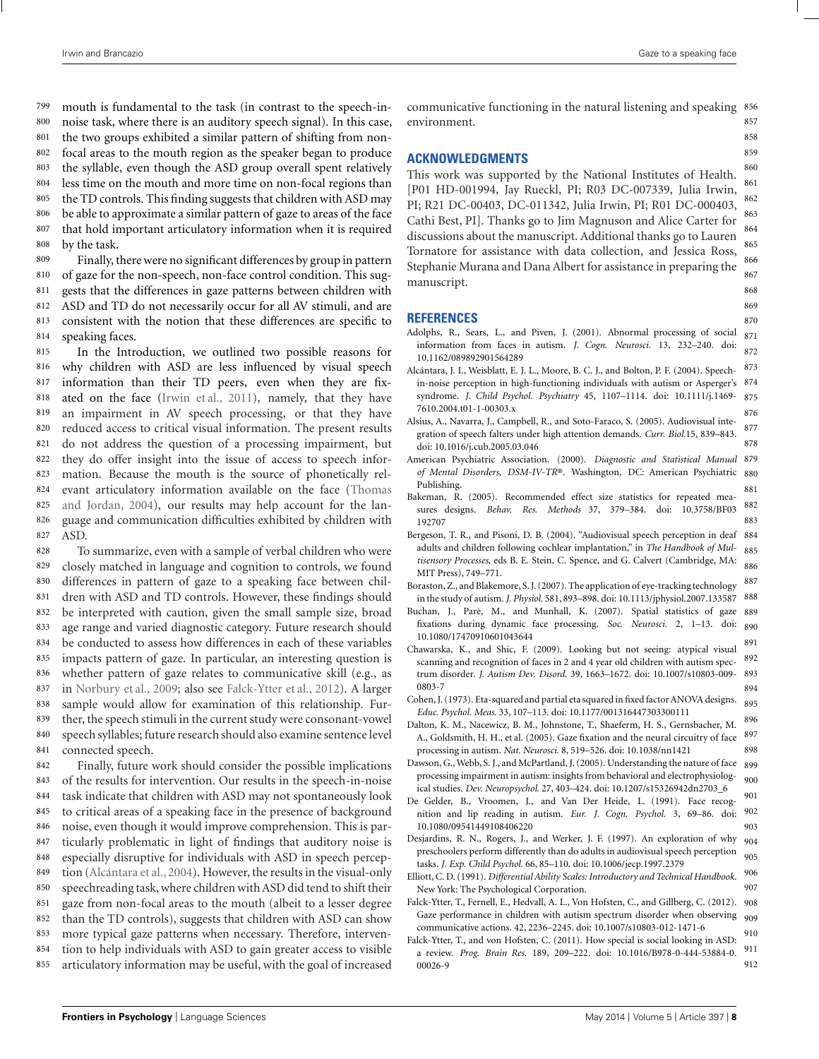mouth is fundamental to the task (in contrast to the speech-in-noise task, where there is an auditory speech signal). In this case, the two groups exhibited a similar pattern of shifting from non-focal areas to the mouth region as the speaker began to produce the syllable, even though the ASD group overall spent relatively less time on the mouth and more time on non-focal regions than the TD controls. This finding suggests that children with ASD may be able to approximate a similar pattern of gaze to areas of the face that hold important articulatory information when it is required by the task.

Finally, there were no significant differences by group in pattern of gaze for the non-speech, non-face control condition. This suggests that the differences in gaze patterns between children with ASD and TD do not necessarily occur for all AV stimuli, and are consistent with the notion that these differences are specific to speaking faces.

In the Introduction, we outlined two possible reasons for why children with ASD are less influenced by visual speech information than their TD peers, even when they are fixated on the face (Irwin et al., 2011), namely, that they have an impairment in AV speech processing, or that they have reduced access to critical visual information. The present results do not address the question of a processing impairment, but they do offer insight into the issue of access to speech information. Because the mouth is the source of phonetically relevant articulatory information available on the face (Thomas and Jordan, 2004), our results may help account for the language and communication difficulties exhibited by children with ASD.

To summarize, even with a sample of verbal children who were closely matched in language and cognition to controls, we found differences in pattern of gaze to a speaking face between children with ASD and TD controls. However, these findings should be interpreted with caution, given the small sample size, broad age range and varied diagnostic category. Future research should be conducted to assess how differences in each of these variables impacts pattern of gaze. In particular, an interesting question is whether pattern of gaze relates to communicative skill (e.g., as in Norbury et al., 2009; also see Falck-Ytter et al., 2012). A larger sample would allow for examination of this relationship. Further, the speech stimuli in the current study were consonant-vowel speech syllables; future research should also examine sentence level connected speech.

Finally, future work should consider the possible implications of the results for intervention. Our results in the speech-in-noise task indicate that children with ASD may not spontaneously look to critical areas of a speaking face in the presence of background noise, even though it would improve comprehension. This is particularly problematic in light of findings that auditory noise is especially disruptive for individuals with ASD in speech perception (Alcántara et al., 2004). However, the results in the visual-only speechreading task, where children with ASD did tend to shift their gaze from non-focal areas to the mouth (albeit to a lesser degree than the TD controls), suggests that children with ASD can show more typical gaze patterns when necessary. Therefore, intervention to help individuals with ASD to gain greater access to visible articulatory information may be useful, with the goal of increased communicative functioning in the natural listening and speaking environment.

## ACKNOWLEDGMENTS

This work was supported by the National Institutes of Health. [P01 HD-001994, Jay Rueckl, PI; R03 DC-007339, Julia Irwin, PI; R21 DC-00403, DC-011342, Julia Irwin, PI; R01 DC-000403, Cathi Best, PI]. Thanks go to Jim Magnuson and Alice Carter for discussions about the manuscript. Additional thanks go to Lauren Tornatore for assistance with data collection, and Jessica Ross, Stephanie Murana and Dana Albert for assistance in preparing the manuscript.

## REFERENCES

Adolphs, R., Sears, L., and Piven, J. (2001). Abnormal processing of social information from faces in autism. *J. Cogn. Neurosci.* 13, 232–240. doi: 10.1162/089892901564289

Alcántara, J. I., Weisblatt, E. J. L., Moore, B. C. J., and Bolton, P. F. (2004). Speech-in-noise perception in high-functioning individuals with autism or Asperger's syndrome. *J. Child Psychol. Psychiatry* 45, 1107–1114. doi: 10.1111/j.1469-7610.2004.t01-1-00303.x

Alsius, A., Navarra, J., Campbell, R., and Soto-Faraco, S. (2005). Audiovisual integration of speech falters under high attention demands. *Curr. Biol.*15, 839–843. doi: 10.1016/j.cub.2005.03.046

American Psychiatric Association. (2000). *Diagnostic and Statistical Manual of Mental Disorders, DSM-IV-TR®*. Washington, DC: American Psychiatric Publishing.

Bakeman, R. (2005). Recommended effect size statistics for repeated measures designs. *Behav. Res. Methods* 37, 379–384. doi: 10.3758/BF03192707

Bergeson, T. R., and Pisoni, D. B. (2004). "Audiovisual speech perception in deaf adults and children following cochlear implantation," in *The Handbook of Multisensory Processes*, eds B. E. Stein, C. Spence, and G. Calvert (Cambridge, MA: MIT Press), 749–771.

Boraston, Z., and Blakemore, S. J. (2007). The application of eye-tracking technology in the study of autism. *J. Physiol.* 581, 893–898. doi: 10.1113/jphysiol.2007.133587

Buchan, J., Parè, M., and Munhall, K. (2007). Spatial statistics of gaze fixations during dynamic face processing. *Soc. Neurosci.* 2, 1–13. doi: 10.1080/17470910601043644

Chawarska, K., and Shic, F. (2009). Looking but not seeing: atypical visual scanning and recognition of faces in 2 and 4 year old children with autism spectrum disorder. *J. Autism Dev. Disord.* 39, 1663–1672. doi: 10.1007/s10803-009-0803-7

Cohen, J. (1973). Eta-squared and partial eta squared in fixed factor ANOVA designs. *Educ. Psychol. Meas.* 33, 107–113. doi: 10.1177/001316447303300111

Dalton, K. M., Nacewicz, B. M., Johnstone, T., Shaeferm, H. S., Gernsbacher, M. A., Goldsmith, H. H., et al. (2005). Gaze fixation and the neural circuitry of face processing in autism. *Nat. Neurosci.* 8, 519–526. doi: 10.1038/nn1421

Dawson, G., Webb, S. J., and McPartland, J. (2005). Understanding the nature of face processing impairment in autism: insights from behavioral and electrophysiological studies. *Dev. Neuropsychol.* 27, 403–424. doi: 10.1207/s15326942dn2703_6

De Gelder, B., Vroomen, J., and Van Der Heide, L. (1991). Face recognition and lip reading in autism. *Eur. J. Cogn. Psychol.* 3, 69–86. doi: 10.1080/09541449108406220

Desjardins, R. N., Rogers, J., and Werker, J. F. (1997). An exploration of why preschoolers perform differently than do adults in audiovisual speech perception tasks. *J. Exp. Child Psychol.* 66, 85–110. doi: 10.1006/jecp.1997.2379

Elliott, C. D. (1991). *Differential Ability Scales: Introductory and Technical Handbook.* New York: The Psychological Corporation.

Falck-Ytter, T., Fernell, E., Hedvall, A. L., Von Hofsten, C., and Gillberg, C. (2012). Gaze performance in children with autism spectrum disorder when observing communicative actions. 42, 2236–2245. doi: 10.1007/s10803-012-1471-6

Falck-Ytter, T., and von Hofsten, C. (2011). How special is social looking in ASD: a review. *Prog. Brain Res.* 189, 209–222. doi: 10.1016/B978-0-444-53884-0.00026-9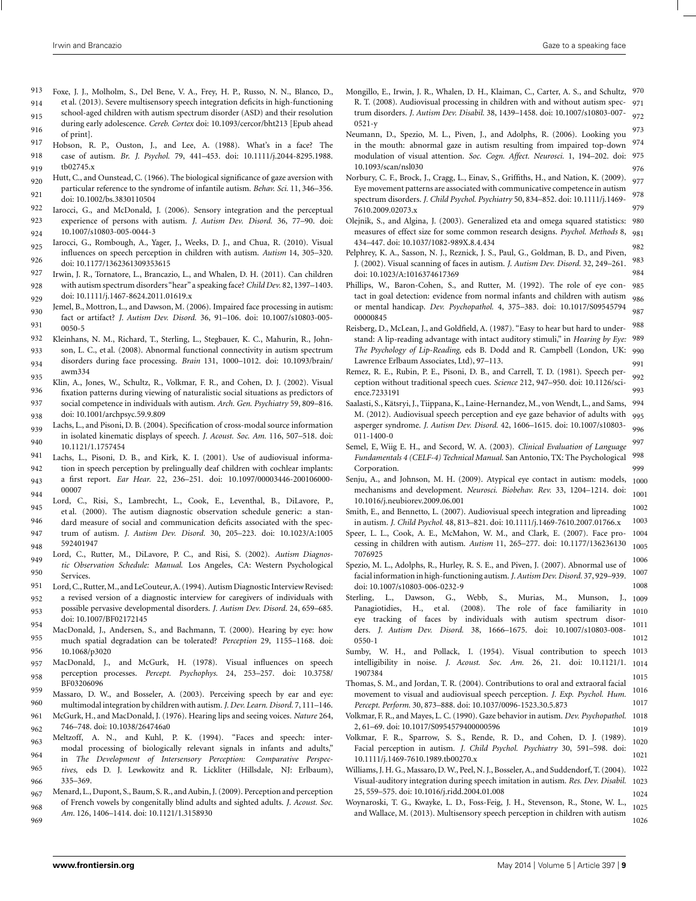Foxe, J. J., Molholm, S., Del Bene, V. A., Frey, H. P., Russo, N. N., Blanco, D., et al. (2013). Severe multisensory speech integration deficits in high-functioning school-aged children with autism spectrum disorder (ASD) and their resolution during early adolescence. *Cereb. Cortex* doi: 10.1093/cercor/bht213 [Epub ahead of print].

Hobson, R. P., Ouston, J., and Lee, A. (1988). What's in a face? The case of autism. *Br. J. Psychol.* 79, 441–453. doi: 10.1111/j.2044-8295.1988.tb02745.x

Hutt, C., and Ounstead, C. (1966). The biological significance of gaze aversion with particular reference to the syndrome of infantile autism. *Behav. Sci.* 11, 346–356. doi: 10.1002/bs.3830110504

Iarocci, G., and McDonald, J. (2006). Sensory integration and the perceptual experience of persons with autism. *J. Autism Dev. Disord.* 36, 77–90. doi: 10.1007/s10803-005-0044-3

Iarocci, G., Rombough, A., Yager, J., Weeks, D. J., and Chua, R. (2010). Visual influences on speech perception in children with autism. *Autism* 14, 305–320. doi: 10.1177/1362361309353615

Irwin, J. R., Tornatore, L., Brancazio, L., and Whalen, D. H. (2011). Can children with autism spectrum disorders "hear" a speaking face? *Child Dev.* 82, 1397–1403. doi: 10.1111/j.1467-8624.2011.01619.x

Jemel, B., Mottron, L., and Dawson, M. (2006). Impaired face processing in autism: fact or artifact? *J. Autism Dev. Disord.* 36, 91–106. doi: 10.1007/s10803-005-0050-5

Kleinhans, N. M., Richard, T., Sterling, L., Stegbauer, K. C., Mahurin, R., Johnson, L. C., et al. (2008). Abnormal functional connectivity in autism spectrum disorders during face processing. *Brain* 131, 1000–1012. doi: 10.1093/brain/awm334

Klin, A., Jones, W., Schultz, R., Volkmar, F. R., and Cohen, D. J. (2002). Visual fixation patterns during viewing of naturalistic social situations as predictors of social competence in individuals with autism. *Arch. Gen. Psychiatry* 59, 809–816. doi: 10.1001/archpsyc.59.9.809

Lachs, L., and Pisoni, D. B. (2004). Specification of cross-modal source information in isolated kinematic displays of speech. *J. Acoust. Soc. Am.* 116, 507–518. doi: 10.1121/1.1757454

Lachs, L., Pisoni, D. B., and Kirk, K. I. (2001). Use of audiovisual information in speech perception by prelingually deaf children with cochlear implants: a first report. *Ear Hear.* 22, 236–251. doi: 10.1097/00003446-200106000-00007

Lord, C., Risi, S., Lambrecht, L., Cook, E., Leventhal, B., DiLavore, P., et al. (2000). The autism diagnostic observation schedule generic: a standard measure of social and communication deficits associated with the spectrum of autism. *J. Autism Dev. Disord.* 30, 205–223. doi: 10.1023/A:1005592401947

Lord, C., Rutter, M., DiLavore, P. C., and Risi, S. (2002). *Autism Diagnostic Observation Schedule: Manual.* Los Angeles, CA: Western Psychological Services.

Lord, C., Rutter, M., and LeCouteur, A. (1994). Autism Diagnostic Interview Revised: a revised version of a diagnostic interview for caregivers of individuals with possible pervasive developmental disorders. *J. Autism Dev. Disord.* 24, 659–685. doi: 10.1007/BF02172145

MacDonald, J., Andersen, S., and Bachmann, T. (2000). Hearing by eye: how much spatial degradation can be tolerated? *Perception* 29, 1155–1168. doi: 10.1068/p3020

MacDonald, J., and McGurk, H. (1978). Visual influences on speech perception processes. *Percept. Psychophys.* 24, 253–257. doi: 10.3758/BF03206096

Massaro, D. W., and Bosseler, A. (2003). Perceiving speech by ear and eye: multimodal integration by children with autism. *J. Dev. Learn. Disord.* 7, 111–146.

McGurk, H., and MacDonald, J. (1976). Hearing lips and seeing voices. *Nature* 264, 746–748. doi: 10.1038/264746a0

Meltzoff, A. N., and Kuhl, P. K. (1994). "Faces and speech: intermodal processing of biologically relevant signals in infants and adults," in *The Development of Intersensory Perception: Comparative Perspectives,* eds D. J. Lewkowitz and R. Lickliter (Hillsdale, NJ: Erlbaum), 335–369.

Menard, L., Dupont, S., Baum, S. R., and Aubin, J. (2009). Perception and perception of French vowels by congenitally blind adults and sighted adults. *J. Acoust. Soc. Am.* 126, 1406–1414. doi: 10.1121/1.3158930

Mongillo, E., Irwin, J. R., Whalen, D. H., Klaiman, C., Carter, A. S., and Schultz, R. T. (2008). Audiovisual processing in children with and without autism spectrum disorders. *J. Autism Dev. Disabil.* 38, 1439–1458. doi: 10.1007/s10803-007-0521-y

Neumann, D., Spezio, M. L., Piven, J., and Adolphs, R. (2006). Looking you in the mouth: abnormal gaze in autism resulting from impaired top-down modulation of visual attention. *Soc. Cogn. Affect. Neurosci.* 1, 194–202. doi: 10.1093/scan/nsl030

Norbury, C. F., Brock, J., Cragg, L., Einav, S., Griffiths, H., and Nation, K. (2009). Eye movement patterns are associated with communicative competence in autism spectrum disorders. *J. Child Psychol. Psychiatry* 50, 834–852. doi: 10.1111/j.1469-7610.2009.02073.x

Olejnik, S., and Algina, J. (2003). Generalized eta and omega squared statistics: measures of effect size for some common research designs. *Psychol. Methods* 8, 434–447. doi: 10.1037/1082-989X.8.4.434

Pelphrey, K. A., Sasson, N. J., Reznick, J. S., Paul, G., Goldman, B. D., and Piven, J. (2002). Visual scanning of faces in autism. *J. Autism Dev. Disord.* 32, 249–261. doi: 10.1023/A:1016374617369

Phillips, W., Baron-Cohen, S., and Rutter, M. (1992). The role of eye contact in goal detection: evidence from normal infants and children with autism or mental handicap. *Dev. Psychopathol.* 4, 375–383. doi: 10.1017/S0954579400000845

Reisberg, D., McLean, J., and Goldfield, A. (1987). "Easy to hear but hard to understand: A lip-reading advantage with intact auditory stimuli," in *Hearing by Eye: The Psychology of Lip-Reading,* eds B. Dodd and R. Campbell (London, UK: Lawrence Erlbaum Associates, Ltd), 97–113.

Remez, R. E., Rubin, P. E., Pisoni, D. B., and Carrell, T. D. (1981). Speech perception without traditional speech cues. *Science* 212, 947–950. doi: 10.1126/science.7233191

Saalasti, S., Kätsryi, J., Tiippana, K., Laine-Hernandez, M., von Wendt, L., and Sams, M. (2012). Audiovisual speech perception and eye gaze behavior of adults with asperger syndrome. *J. Autism Dev. Disord.* 42, 1606–1615. doi: 10.1007/s10803-011-1400-0

Semel, E, Wiig E. H., and Secord, W. A. (2003). *Clinical Evaluation of Language Fundamentals 4 (CELF-4) Technical Manual.* San Antonio, TX: The Psychological Corporation.

Senju, A., and Johnson, M. H. (2009). Atypical eye contact in autism: models, mechanisms and development. *Neurosci. Biobehav. Rev.* 33, 1204–1214. doi: 10.1016/j.neubiorev.2009.06.001

Smith, E., and Bennetto, L. (2007). Audiovisual speech integration and lipreading in autism. *J. Child Psychol.* 48, 813–821. doi: 10.1111/j.1469-7610.2007.01766.x

Speer, L. L., Cook, A. E., McMahon, W. M., and Clark, E. (2007). Face processing in children with autism. *Autism* 11, 265–277. doi: 10.1177/1362361307076925

Spezio, M. L., Adolphs, R., Hurley, R. S. E., and Piven, J. (2007). Abnormal use of facial information in high-functioning autism. *J. Autism Dev. Disord.* 37, 929–939. doi: 10.1007/s10803-006-0232-9

Sterling, L., Dawson, G., Webb, S., Murias, M., Munson, J., Panagiotidies, H., et al. (2008). The role of face familiarity in eye tracking of faces by individuals with autism spectrum disorders. *J. Autism Dev. Disord.* 38, 1666–1675. doi: 10.1007/s10803-008-0550-1

Sumby, W. H., and Pollack, I. (1954). Visual contribution to speech intelligibility in noise. *J. Acoust. Soc. Am.* 26, 21. doi: 10.1121/1.1907384

Thomas, S. M., and Jordan, T. R. (2004). Contributions to oral and extraoral facial movement to visual and audiovisual speech perception. *J. Exp. Psychol. Hum. Percept. Perform.* 30, 873–888. doi: 10.1037/0096-1523.30.5.873

Volkmar, F. R., and Mayes, L. C. (1990). Gaze behavior in autism. *Dev. Psychopathol.* 2, 61–69. doi: 10.1017/S0954579400000596

Volkmar, F. R., Sparrow, S. S., Rende, R. D., and Cohen, D. J. (1989). Facial perception in autism. *J. Child Psychol. Psychiatry* 30, 591–598. doi: 10.1111/j.1469-7610.1989.tb00270.x

Williams, J. H. G., Massaro, D. W., Peel, N. J., Bosseler, A., and Suddendorf, T. (2004). Visual-auditory integration during speech imitation in autism. *Res. Dev. Disabil.* 25, 559–575. doi: 10.1016/j.ridd.2004.01.008

Woynaroski, T. G., Kwayke, L. D., Foss-Feig, J. H., Stevenson, R., Stone, W. L., and Wallace, M. (2013). Multisensory speech perception in children with autism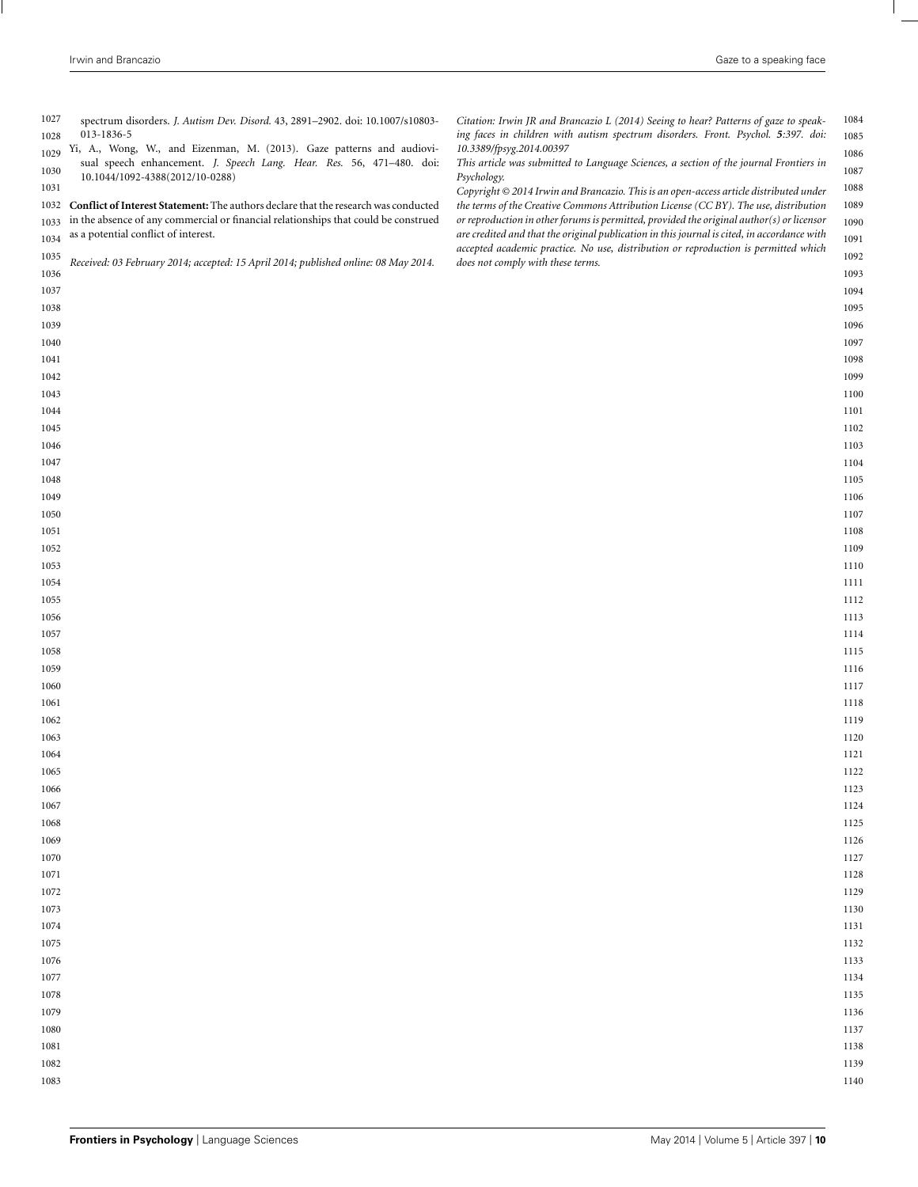spectrum disorders. *J. Autism Dev. Disord.* 43, 2891–2902. doi: 10.1007/s10803-013-1836-5

Yi, A., Wong, W., and Eizenman, M. (2013). Gaze patterns and audiovisual speech enhancement. *J. Speech Lang. Hear. Res.* 56, 471–480. doi: 10.1044/1092-4388(2012/10-0288)

**Conflict of Interest Statement:** The authors declare that the research was conducted in the absence of any commercial or financial relationships that could be construed as a potential conflict of interest.

*Received: 03 February 2014; accepted: 15 April 2014; published online: 08 May 2014.*

*Citation: Irwin JR and Brancazio L (2014) Seeing to hear? Patterns of gaze to speaking faces in children with autism spectrum disorders. Front. Psychol. **5**:397. doi: 10.3389/fpsyg.2014.00397*

*This article was submitted to Language Sciences, a section of the journal Frontiers in Psychology.*

*Copyright © 2014 Irwin and Brancazio. This is an open-access article distributed under the terms of the Creative Commons Attribution License (CC BY). The use, distribution or reproduction in other forums is permitted, provided the original author(s) or licensor are credited and that the original publication in this journal is cited, in accordance with accepted academic practice. No use, distribution or reproduction is permitted which does not comply with these terms.*